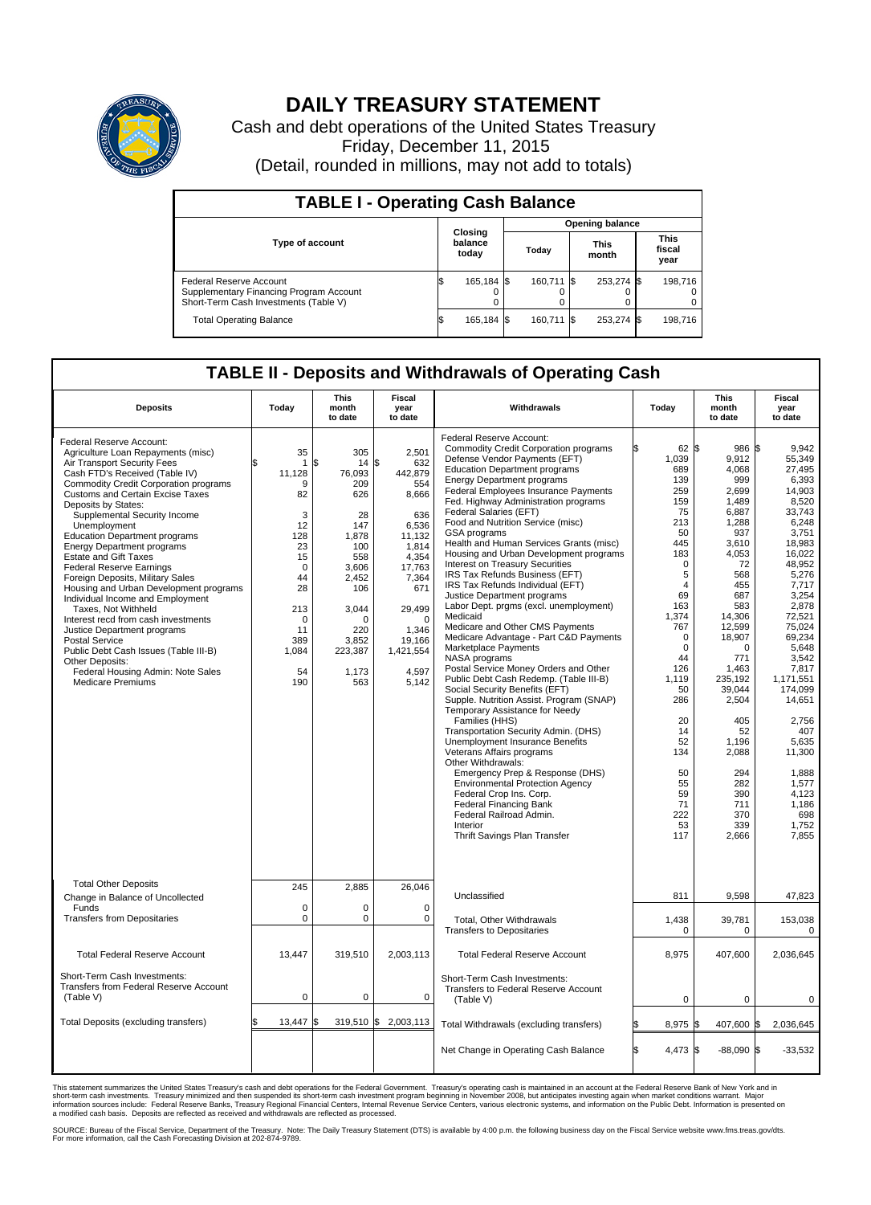# DAILY TREASURY STATEMENT

Cash and debt operations of the United States Treasury
Friday, December 11, 2015
(Detail, rounded in millions, may not add to totals)

## TABLE I - Operating Cash Balance

| Type of account | Closing balance today | Opening balance Today | Opening balance This month | Opening balance This fiscal year |
|---|---|---|---|---|
| Federal Reserve Account | $ 165,184 | $ 160,711 | $ 253,274 | $ 198,716 |
| Supplementary Financing Program Account | 0 | 0 | 0 | 0 |
| Short-Term Cash Investments (Table V) | 0 | 0 | 0 | 0 |
| Total Operating Balance | $ 165,184 | $ 160,711 | $ 253,274 | $ 198,716 |

## TABLE II - Deposits and Withdrawals of Operating Cash

| Deposits | Today | This month to date | Fiscal year to date |
|---|---|---|---|
| Federal Reserve Account: | | | |
| Agriculture Loan Repayments (misc) | $ 35 | $ 305 | $ 2,501 |
| Air Transport Security Fees | 1 | 14 | 632 |
| Cash FTD's Received (Table IV) | 11,128 | 76,093 | 442,879 |
| Commodity Credit Corporation programs | 9 | 209 | 554 |
| Customs and Certain Excise Taxes | 82 | 626 | 8,666 |
| Deposits by States: | | | |
| Supplemental Security Income | 3 | 28 | 636 |
| Unemployment | 12 | 147 | 6,536 |
| Education Department programs | 128 | 1,878 | 11,132 |
| Energy Department programs | 23 | 100 | 1,814 |
| Estate and Gift Taxes | 15 | 558 | 4,354 |
| Federal Reserve Earnings | 0 | 3,606 | 17,763 |
| Foreign Deposits, Military Sales | 44 | 2,452 | 7,364 |
| Housing and Urban Development programs | 28 | 106 | 671 |
| Individual Income and Employment Taxes, Not Withheld | 213 | 3,044 | 29,499 |
| Interest recd from cash investments | 0 | 0 | 0 |
| Justice Department programs | 11 | 220 | 1,346 |
| Postal Service | 389 | 3,852 | 19,166 |
| Public Debt Cash Issues (Table III-B) | 1,084 | 223,387 | 1,421,554 |
| Other Deposits: | | | |
| Federal Housing Admin: Note Sales | 54 | 1,173 | 4,597 |
| Medicare Premiums | 190 | 563 | 5,142 |
| Total Other Deposits | 245 | 2,885 | 26,046 |
| Change in Balance of Uncollected Funds | 0 | 0 | 0 |
| Transfers from Depositaries | 0 | 0 | 0 |
| Total Federal Reserve Account | 13,447 | 319,510 | 2,003,113 |
| Short-Term Cash Investments: Transfers from Federal Reserve Account (Table V) | 0 | 0 | 0 |
| Total Deposits (excluding transfers) | $ 13,447 | $ 319,510 | $ 2,003,113 |

| Withdrawals | Today | This month to date | Fiscal year to date |
|---|---|---|---|
| Federal Reserve Account: | | | |
| Commodity Credit Corporation programs | $ 62 | $ 986 | $ 9,942 |
| Defense Vendor Payments (EFT) | 1,039 | 9,912 | 55,349 |
| Education Department programs | 689 | 4,068 | 27,495 |
| Energy Department programs | 139 | 999 | 6,393 |
| Federal Employees Insurance Payments | 259 | 2,699 | 14,903 |
| Fed. Highway Administration programs | 159 | 1,489 | 8,520 |
| Federal Salaries (EFT) | 75 | 6,887 | 33,743 |
| Food and Nutrition Service (misc) | 213 | 1,288 | 6,248 |
| GSA programs | 50 | 937 | 3,751 |
| Health and Human Services Grants (misc) | 445 | 3,610 | 18,983 |
| Housing and Urban Development programs | 183 | 4,053 | 16,022 |
| Interest on Treasury Securities | 0 | 72 | 48,952 |
| IRS Tax Refunds Business (EFT) | 5 | 568 | 5,276 |
| IRS Tax Refunds Individual (EFT) | 4 | 455 | 7,717 |
| Justice Department programs | 69 | 687 | 3,254 |
| Labor Dept. prgms (excl. unemployment) | 163 | 583 | 2,878 |
| Medicaid | 1,374 | 14,306 | 72,521 |
| Medicare and Other CMS Payments | 767 | 12,599 | 75,024 |
| Medicare Advantage - Part C&D Payments | 0 | 18,907 | 69,234 |
| Marketplace Payments | 0 | 0 | 5,648 |
| NASA programs | 44 | 771 | 3,542 |
| Postal Service Money Orders and Other | 126 | 1,463 | 7,817 |
| Public Debt Cash Redemp. (Table III-B) | 1,119 | 235,192 | 1,171,551 |
| Social Security Benefits (EFT) | 50 | 39,044 | 174,099 |
| Supple. Nutrition Assist. Program (SNAP) | 286 | 2,504 | 14,651 |
| Temporary Assistance for Needy Families (HHS) | 20 | 405 | 2,756 |
| Transportation Security Admin. (DHS) | 14 | 52 | 407 |
| Unemployment Insurance Benefits | 52 | 1,196 | 5,635 |
| Veterans Affairs programs | 134 | 2,088 | 11,300 |
| Other Withdrawals: | | | |
| Emergency Prep & Response (DHS) | 50 | 294 | 1,888 |
| Environmental Protection Agency | 55 | 282 | 1,577 |
| Federal Crop Ins. Corp. | 59 | 390 | 4,123 |
| Federal Financing Bank | 71 | 711 | 1,186 |
| Federal Railroad Admin. | 222 | 370 | 698 |
| Interior | 53 | 339 | 1,752 |
| Thrift Savings Plan Transfer | 117 | 2,666 | 7,855 |
| Unclassified | 811 | 9,598 | 47,823 |
| Total, Other Withdrawals | 1,438 | 39,781 | 153,038 |
| Transfers to Depositaries | 0 | 0 | 0 |
| Total Federal Reserve Account | 8,975 | 407,600 | 2,036,645 |
| Short-Term Cash Investments: Transfers to Federal Reserve Account (Table V) | 0 | 0 | 0 |
| Total Withdrawals (excluding transfers) | $ 8,975 | $ 407,600 | $ 2,036,645 |
| Net Change in Operating Cash Balance | $ 4,473 | $ -88,090 | $ -33,532 |

This statement summarizes the United States Treasury's cash and debt operations for the Federal Government. Treasury's operating cash is maintained in an account at the Federal Reserve Bank of New York and in short-term cash investments. Treasury minimized and then suspended its short-term cash investment program beginning in November 2008, but anticipates investing again when market conditions warrant. Major information sources include: Federal Reserve Banks, Treasury Regional Financial Centers, Internal Revenue Service Centers, various electronic systems, and information on the Public Debt. Information is presented on a modified cash basis. Deposits are reflected as received and withdrawals are reflected as processed.

SOURCE: Bureau of the Fiscal Service, Department of the Treasury. Note: The Daily Treasury Statement (DTS) is available by 4:00 p.m. the following business day on the Fiscal Service website www.fms.treas.gov/dts. For more information, call the Cash Forecasting Division at 202-874-9789.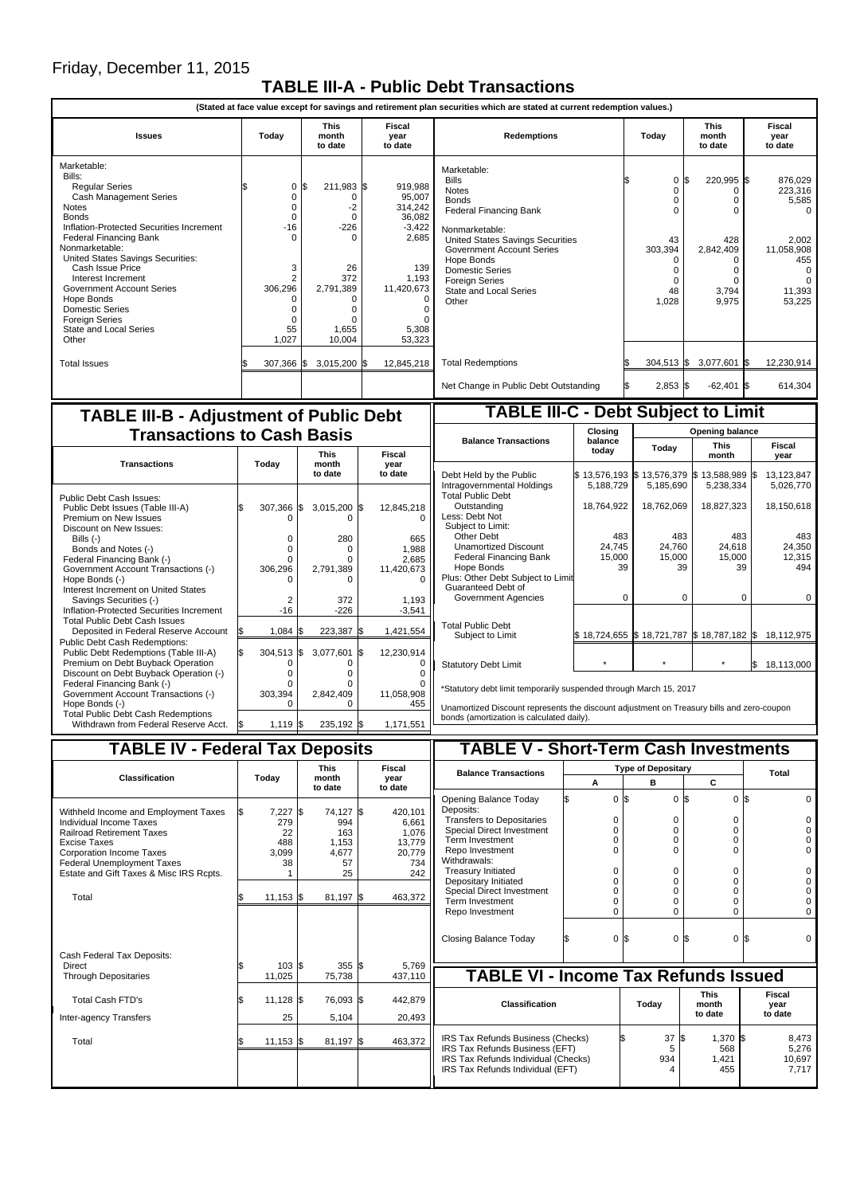Friday, December 11, 2015

# TABLE III-A - Public Debt Transactions

(Stated at face value except for savings and retirement plan securities which are stated at current redemption values.)

| Issues | Today | This month to date | Fiscal year to date |
|---|---|---|---|
| Marketable: | | | |
| Bills: | | | |
| Regular Series | $ 0 | $ 211,983 | $ 919,988 |
| Cash Management Series | 0 | 0 | 95,007 |
| Notes | 0 | -2 | 314,242 |
| Bonds | 0 | 0 | 36,082 |
| Inflation-Protected Securities Increment | -16 | -226 | -3,422 |
| Federal Financing Bank | 0 | 0 | 2,685 |
| Nonmarketable: | | | |
| United States Savings Securities: | | | |
| Cash Issue Price | 3 | 26 | 139 |
| Interest Increment | 2 | 372 | 1,193 |
| Government Account Series | 306,296 | 2,791,389 | 11,420,673 |
| Hope Bonds | 0 | 0 | 0 |
| Domestic Series | 0 | 0 | 0 |
| Foreign Series | 0 | 0 | 0 |
| State and Local Series | 55 | 1,655 | 5,308 |
| Other | 1,027 | 10,004 | 53,323 |
| Total Issues | $ 307,366 | $ 3,015,200 | $ 12,845,218 |

| Redemptions | Today | This month to date | Fiscal year to date |
|---|---|---|---|
| Marketable: | | | |
| Bills | $ 0 | $ 220,995 | $ 876,029 |
| Notes | 0 | 0 | 223,316 |
| Bonds | 0 | 0 | 5,585 |
| Federal Financing Bank | 0 | 0 | 0 |
| Nonmarketable: | | | |
| United States Savings Securities | 43 | 428 | 2,002 |
| Government Account Series | 303,394 | 2,842,409 | 11,058,908 |
| Hope Bonds | 0 | 0 | 455 |
| Domestic Series | 0 | 0 | 0 |
| Foreign Series | 0 | 0 | 0 |
| State and Local Series | 48 | 3,794 | 11,393 |
| Other | 1,028 | 9,975 | 53,225 |
| Total Redemptions | $ 304,513 | $ 3,077,601 | $ 12,230,914 |
| Net Change in Public Debt Outstanding | $ 2,853 | $ -62,401 | $ 614,304 |

# TABLE III-B - Adjustment of Public Debt Transactions to Cash Basis

| Transactions | Today | This month to date | Fiscal year to date |
|---|---|---|---|
| Public Debt Cash Issues: | | | |
| Public Debt Issues (Table III-A) | $ 307,366 | $ 3,015,200 | $ 12,845,218 |
| Premium on New Issues | 0 | 0 | 0 |
| Discount on New Issues: | | | |
| Bills (-) | 0 | 280 | 665 |
| Bonds and Notes (-) | 0 | 0 | 1,988 |
| Federal Financing Bank (-) | 0 | 0 | 2,685 |
| Government Account Transactions (-) | 306,296 | 2,791,389 | 11,420,673 |
| Hope Bonds (-) | 0 | 0 | 0 |
| Interest Increment on United States Savings Securities (-) | 2 | 372 | 1,193 |
| Inflation-Protected Securities Increment | -16 | -226 | -3,541 |
| Total Public Debt Cash Issues Deposited in Federal Reserve Account | $ 1,084 | $ 223,387 | $ 1,421,554 |
| Public Debt Cash Redemptions: | | | |
| Public Debt Redemptions (Table III-A) | $ 304,513 | $ 3,077,601 | $ 12,230,914 |
| Premium on Debt Buyback Operation | 0 | 0 | 0 |
| Discount on Debt Buyback Operation (-) | 0 | 0 | 0 |
| Federal Financing Bank (-) | 0 | 0 | 0 |
| Government Account Transactions (-) | 303,394 | 2,842,409 | 11,058,908 |
| Hope Bonds (-) | 0 | 0 | 455 |
| Total Public Debt Cash Redemptions Withdrawn from Federal Reserve Acct. | $ 1,119 | $ 235,192 | $ 1,171,551 |

# TABLE III-C - Debt Subject to Limit

| Balance Transactions | Closing balance today | Opening balance Today | Opening balance This month | Opening balance Fiscal year |
|---|---|---|---|---|
| Debt Held by the Public | $ 13,576,193 | $ 13,576,379 | $ 13,588,989 | $ 13,123,847 |
| Intragovernmental Holdings | 5,188,729 | 5,185,690 | 5,238,334 | 5,026,770 |
| Total Public Debt Outstanding | 18,764,922 | 18,762,069 | 18,827,323 | 18,150,618 |
| Less: Debt Not Subject to Limit: | | | | |
| Other Debt | 483 | 483 | 483 | 483 |
| Unamortized Discount | 24,745 | 24,760 | 24,618 | 24,350 |
| Federal Financing Bank | 15,000 | 15,000 | 15,000 | 12,315 |
| Hope Bonds | 39 | 39 | 39 | 494 |
| Plus: Other Debt Subject to Limit | | | | |
| Guaranteed Debt of Government Agencies | 0 | 0 | 0 | 0 |
| Total Public Debt Subject to Limit | $ 18,724,665 | $ 18,721,787 | $ 18,787,182 | $ 18,112,975 |
| Statutory Debt Limit | * | * | * | $ 18,113,000 |

*Statutory debt limit temporarily suspended through March 15, 2017

Unamortized Discount represents the discount adjustment on Treasury bills and zero-coupon bonds (amortization is calculated daily).

# TABLE IV - Federal Tax Deposits

| Classification | Today | This month to date | Fiscal year to date |
|---|---|---|---|
| Withheld Income and Employment Taxes | $ 7,227 | $ 74,127 | $ 420,101 |
| Individual Income Taxes | 279 | 994 | 6,661 |
| Railroad Retirement Taxes | 22 | 163 | 1,076 |
| Excise Taxes | 488 | 1,153 | 13,779 |
| Corporation Income Taxes | 3,099 | 4,677 | 20,779 |
| Federal Unemployment Taxes | 38 | 57 | 734 |
| Estate and Gift Taxes & Misc IRS Rcpts. | 1 | 25 | 242 |
| Total | $ 11,153 | $ 81,197 | $ 463,372 |
| Cash Federal Tax Deposits: | | | |
| Direct | $ 103 | $ 355 | $ 5,769 |
| Through Depositaries | 11,025 | 75,738 | 437,110 |
| Total Cash FTD's | $ 11,128 | $ 76,093 | $ 442,879 |
| Inter-agency Transfers | 25 | 5,104 | 20,493 |
| Total | $ 11,153 | $ 81,197 | $ 463,372 |

# TABLE V - Short-Term Cash Investments

| Balance Transactions | Type of Depositary A | Type of Depositary B | Type of Depositary C | Total |
|---|---|---|---|---|
| Opening Balance Today | $ 0 | $ 0 | $ 0 | $ 0 |
| Deposits: | | | | |
| Transfers to Depositaries | 0 | 0 | 0 | 0 |
| Special Direct Investment | 0 | 0 | 0 | 0 |
| Term Investment | 0 | 0 | 0 | 0 |
| Repo Investment | 0 | 0 | 0 | 0 |
| Withdrawals: | | | | |
| Treasury Initiated | 0 | 0 | 0 | 0 |
| Depositary Initiated | 0 | 0 | 0 | 0 |
| Special Direct Investment | 0 | 0 | 0 | 0 |
| Term Investment | 0 | 0 | 0 | 0 |
| Repo Investment | 0 | 0 | 0 | 0 |
| Closing Balance Today | $ 0 | $ 0 | $ 0 | $ 0 |

# TABLE VI - Income Tax Refunds Issued

| Classification | Today | This month to date | Fiscal year to date |
|---|---|---|---|
| IRS Tax Refunds Business (Checks) | $ 37 | $ 1,370 | $ 8,473 |
| IRS Tax Refunds Business (EFT) | 5 | 568 | 5,276 |
| IRS Tax Refunds Individual (Checks) | 934 | 1,421 | 10,697 |
| IRS Tax Refunds Individual (EFT) | 4 | 455 | 7,717 |